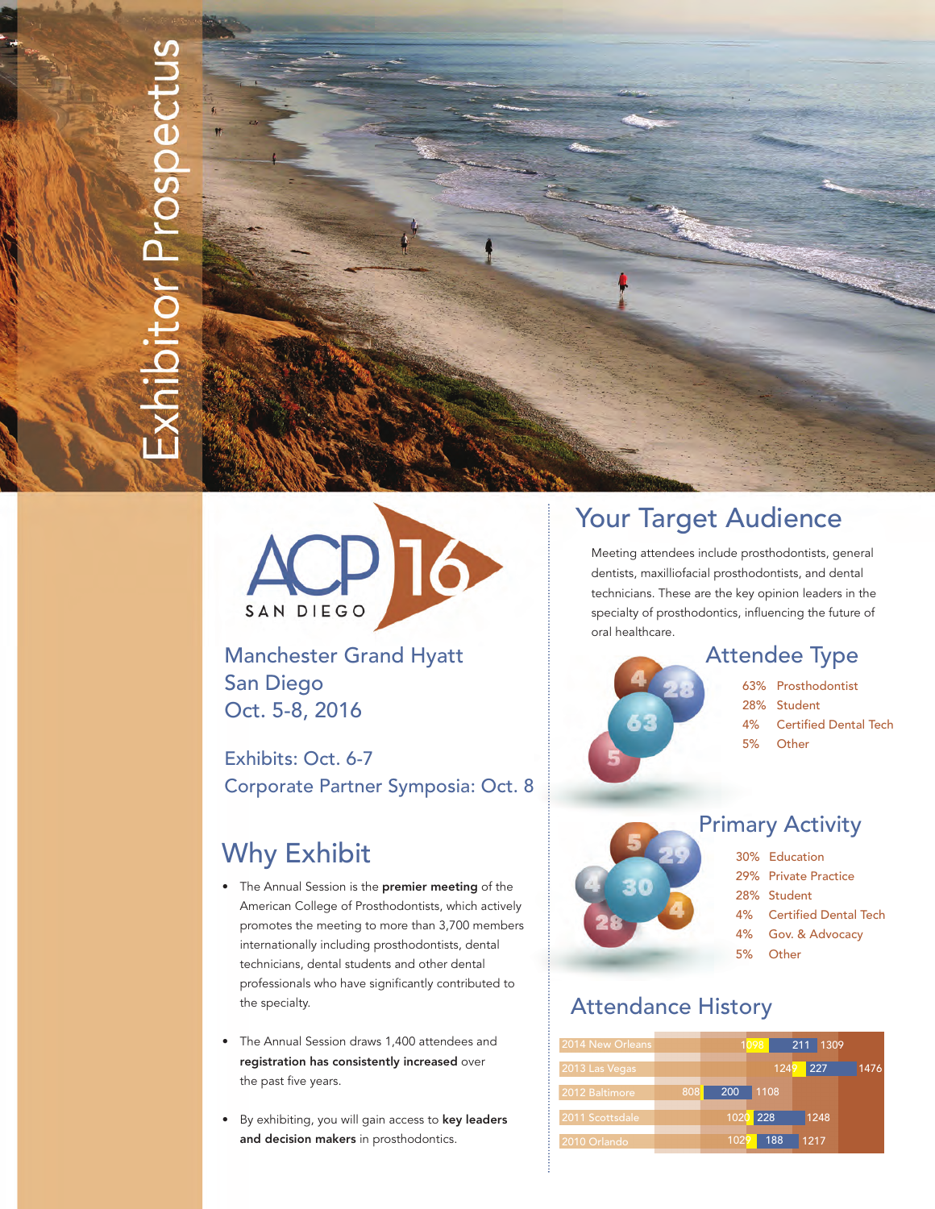# Exhibitor Prospectus

ACP 16 SAN DIEGO

Manchester Grand Hyatt
San Diego
Oct. 5-8, 2016

Exhibits: Oct. 6-7
Corporate Partner Symposia: Oct. 8

## Why Exhibit

- The Annual Session is the **premier meeting** of the American College of Prosthodontists, which actively promotes the meeting to more than 3,700 members internationally including prosthodontists, dental technicians, dental students and other dental professionals who have significantly contributed to the specialty.
- The Annual Session draws 1,400 attendees and **registration has consistently increased** over the past five years.
- By exhibiting, you will gain access to **key leaders and decision makers** in prosthodontics.

## Your Target Audience

Meeting attendees include prosthodontists, general dentists, maxilliofacial prosthodontists, and dental technicians. These are the key opinion leaders in the specialty of prosthodontics, influencing the future of oral healthcare.

### Attendee Type

- 63% Prosthodontist
- 28% Student
- 4% Certified Dental Tech
- 5% Other

### Primary Activity

- 30% Education
- 29% Private Practice
- 28% Student
- 4% Certified Dental Tech
- 4% Gov. & Advocacy
- 5% Other

### Attendance History

| Year | | | Total |
|---|---|---|---|
| 2014 New Orleans | 1098 | 211 | 1309 |
| 2013 Las Vegas | 1249 | 227 | 1476 |
| 2012 Baltimore | 808 | 200 | 1108 |
| 2011 Scottsdale | 1020 | 228 | 1248 |
| 2010 Orlando | 1029 | 188 | 1217 |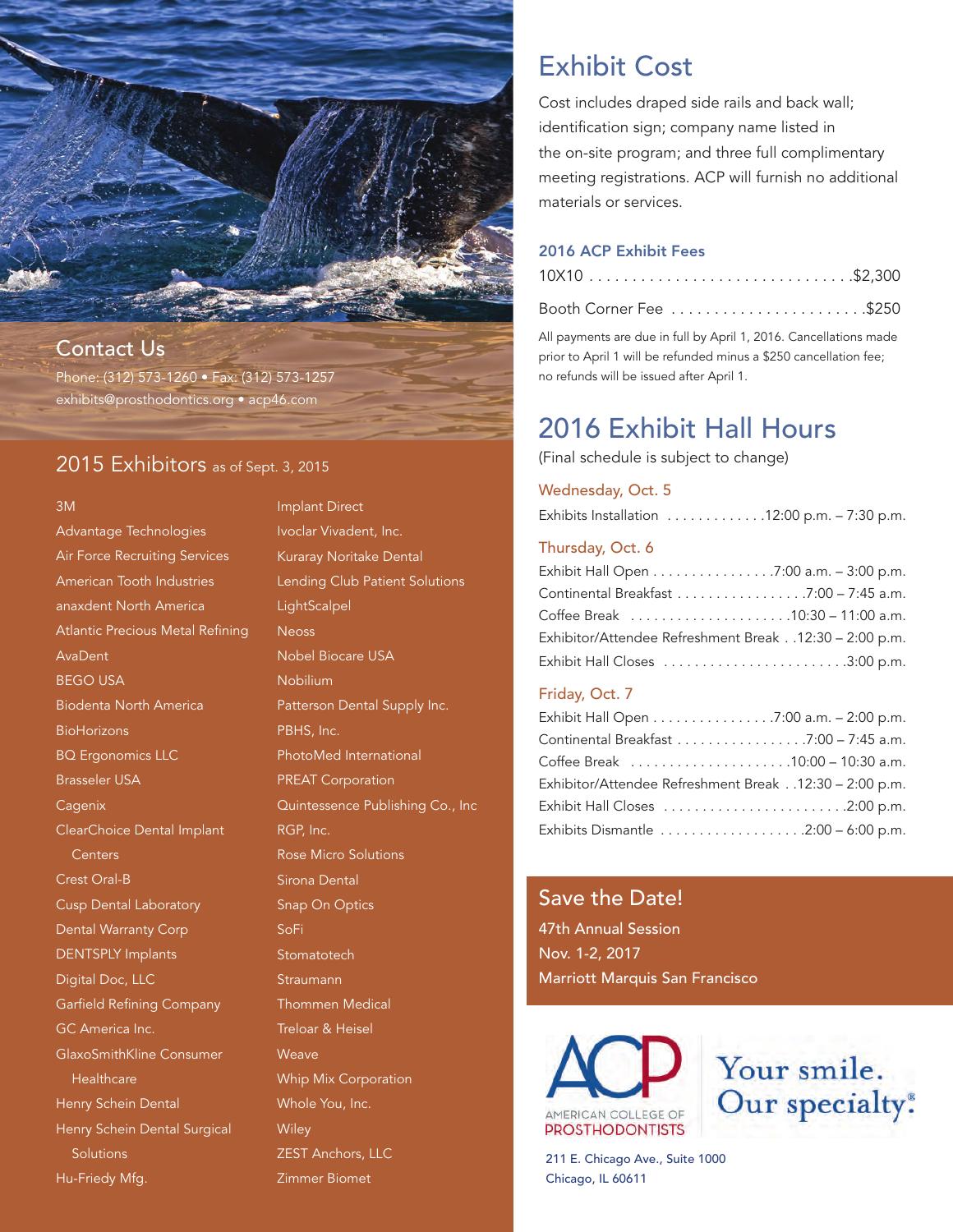## Contact Us

Phone: (312) 573-1260 • Fax: (312) 573-1257
exhibits@prosthodontics.org • acp46.com

## 2015 Exhibitors as of Sept. 3, 2015

- 3M
- Advantage Technologies
- Air Force Recruiting Services
- American Tooth Industries
- anaxdent North America
- Atlantic Precious Metal Refining
- AvaDent
- BEGO USA
- Biodenta North America
- BioHorizons
- BQ Ergonomics LLC
- Brasseler USA
- Cagenix
- ClearChoice Dental Implant Centers
- Crest Oral-B
- Cusp Dental Laboratory
- Dental Warranty Corp
- DENTSPLY Implants
- Digital Doc, LLC
- Garfield Refining Company
- GC America Inc.
- GlaxoSmithKline Consumer Healthcare
- Henry Schein Dental
- Henry Schein Dental Surgical Solutions
- Hu-Friedy Mfg.
- Implant Direct
- Ivoclar Vivadent, Inc.
- Kuraray Noritake Dental
- Lending Club Patient Solutions
- LightScalpel
- Neoss
- Nobel Biocare USA
- Nobilium
- Patterson Dental Supply Inc.
- PBHS, Inc.
- PhotoMed International
- PREAT Corporation
- Quintessence Publishing Co., Inc
- RGP, Inc.
- Rose Micro Solutions
- Sirona Dental
- Snap On Optics
- SoFi
- Stomatotech
- Straumann
- Thommen Medical
- Treloar & Heisel
- Weave
- Whip Mix Corporation
- Whole You, Inc.
- Wiley
- ZEST Anchors, LLC
- Zimmer Biomet

# Exhibit Cost

Cost includes draped side rails and back wall; identification sign; company name listed in the on-site program; and three full complimentary meeting registrations. ACP will furnish no additional materials or services.

### 2016 ACP Exhibit Fees

10X10 . . . . . . . . . . . . . . . . . . . . . . . . . . . . . . .$2,300

Booth Corner Fee . . . . . . . . . . . . . . . . . . . . . . .$250

All payments are due in full by April 1, 2016. Cancellations made prior to April 1 will be refunded minus a $250 cancellation fee; no refunds will be issued after April 1.

# 2016 Exhibit Hall Hours

(Final schedule is subject to change)

### Wednesday, Oct. 5

Exhibits Installation . . . . . . . . . . . . .12:00 p.m. – 7:30 p.m.

### Thursday, Oct. 6

Exhibit Hall Open . . . . . . . . . . . . . . . .7:00 a.m. – 3:00 p.m.
Continental Breakfast . . . . . . . . . . . . . . . . .7:00 – 7:45 a.m.
Coffee Break . . . . . . . . . . . . . . . . . . . . .10:30 – 11:00 a.m.
Exhibitor/Attendee Refreshment Break . .12:30 – 2:00 p.m.
Exhibit Hall Closes . . . . . . . . . . . . . . . . . . . . . . . .3:00 p.m.

### Friday, Oct. 7

Exhibit Hall Open . . . . . . . . . . . . . . . .7:00 a.m. – 2:00 p.m.
Continental Breakfast . . . . . . . . . . . . . . . . .7:00 – 7:45 a.m.
Coffee Break . . . . . . . . . . . . . . . . . . . . .10:00 – 10:30 a.m.
Exhibitor/Attendee Refreshment Break . .12:30 – 2:00 p.m.
Exhibit Hall Closes . . . . . . . . . . . . . . . . . . . . . . . .2:00 p.m.
Exhibits Dismantle . . . . . . . . . . . . . . . . . . .2:00 – 6:00 p.m.

## Save the Date!

47th Annual Session
Nov. 1-2, 2017
Marriott Marquis San Francisco

ACP
AMERICAN COLLEGE OF PROSTHODONTISTS

Your smile. Our specialty.®

211 E. Chicago Ave., Suite 1000
Chicago, IL 60611